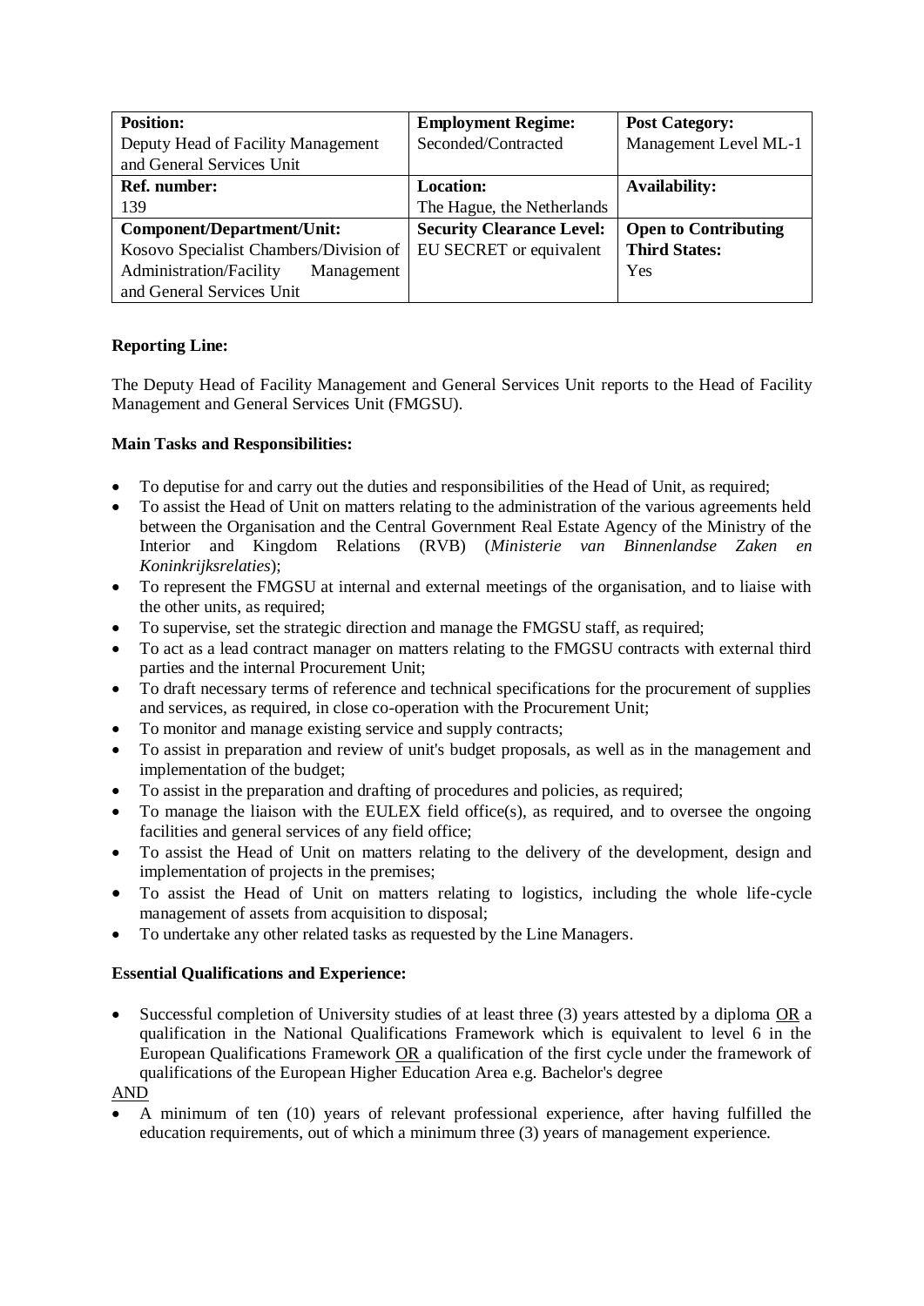| **Position:** Deputy Head of Facility Management and General Services Unit | **Employment Regime:** Seconded/Contracted | **Post Category:** Management Level ML-1 |
|---|---|---|
| **Ref. number:** 139 | **Location:** The Hague, the Netherlands | **Availability:** |
| **Component/Department/Unit:** Kosovo Specialist Chambers/Division of Administration/Facility Management and General Services Unit | **Security Clearance Level:** EU SECRET or equivalent | **Open to Contributing Third States:** Yes |

**Reporting Line:**

The Deputy Head of Facility Management and General Services Unit reports to the Head of Facility Management and General Services Unit (FMGSU).

**Main Tasks and Responsibilities:**

- To deputise for and carry out the duties and responsibilities of the Head of Unit, as required;
- To assist the Head of Unit on matters relating to the administration of the various agreements held between the Organisation and the Central Government Real Estate Agency of the Ministry of the Interior and Kingdom Relations (RVB) (*Ministerie van Binnenlandse Zaken en Koninkrijksrelaties*);
- To represent the FMGSU at internal and external meetings of the organisation, and to liaise with the other units, as required;
- To supervise, set the strategic direction and manage the FMGSU staff, as required;
- To act as a lead contract manager on matters relating to the FMGSU contracts with external third parties and the internal Procurement Unit;
- To draft necessary terms of reference and technical specifications for the procurement of supplies and services, as required, in close co-operation with the Procurement Unit;
- To monitor and manage existing service and supply contracts;
- To assist in preparation and review of unit's budget proposals, as well as in the management and implementation of the budget;
- To assist in the preparation and drafting of procedures and policies, as required;
- To manage the liaison with the EULEX field office(s), as required, and to oversee the ongoing facilities and general services of any field office;
- To assist the Head of Unit on matters relating to the delivery of the development, design and implementation of projects in the premises;
- To assist the Head of Unit on matters relating to logistics, including the whole life-cycle management of assets from acquisition to disposal;
- To undertake any other related tasks as requested by the Line Managers.

**Essential Qualifications and Experience:**

- Successful completion of University studies of at least three (3) years attested by a diploma OR a qualification in the National Qualifications Framework which is equivalent to level 6 in the European Qualifications Framework OR a qualification of the first cycle under the framework of qualifications of the European Higher Education Area e.g. Bachelor's degree

AND

- A minimum of ten (10) years of relevant professional experience, after having fulfilled the education requirements, out of which a minimum three (3) years of management experience.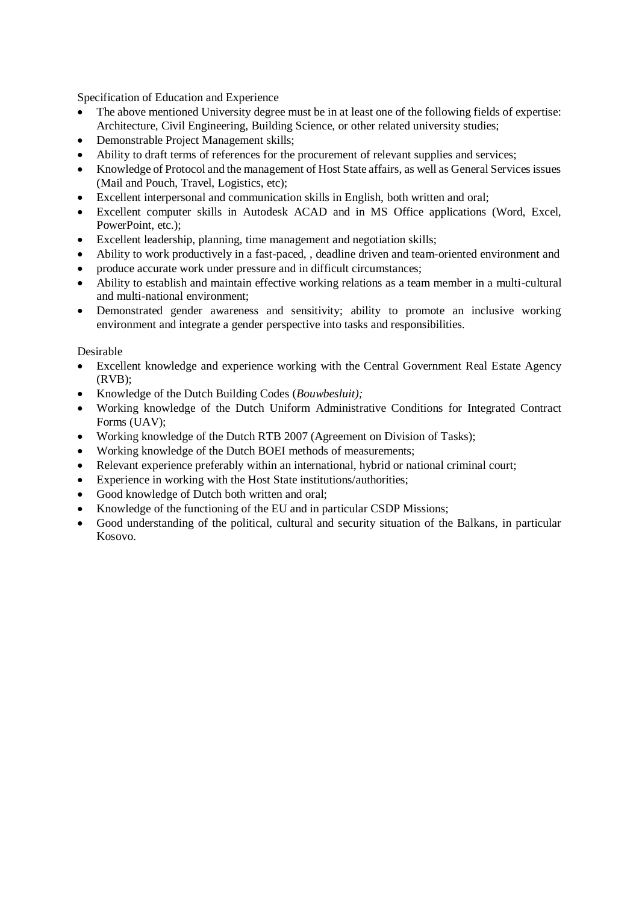Specification of Education and Experience

- The above mentioned University degree must be in at least one of the following fields of expertise: Architecture, Civil Engineering, Building Science, or other related university studies;
- Demonstrable Project Management skills;
- Ability to draft terms of references for the procurement of relevant supplies and services;
- Knowledge of Protocol and the management of Host State affairs, as well as General Services issues (Mail and Pouch, Travel, Logistics, etc);
- Excellent interpersonal and communication skills in English, both written and oral;
- Excellent computer skills in Autodesk ACAD and in MS Office applications (Word, Excel, PowerPoint, etc.);
- Excellent leadership, planning, time management and negotiation skills;
- Ability to work productively in a fast-paced, , deadline driven and team-oriented environment and
- produce accurate work under pressure and in difficult circumstances;
- Ability to establish and maintain effective working relations as a team member in a multi-cultural and multi-national environment;
- Demonstrated gender awareness and sensitivity; ability to promote an inclusive working environment and integrate a gender perspective into tasks and responsibilities.

Desirable

- Excellent knowledge and experience working with the Central Government Real Estate Agency (RVB);
- Knowledge of the Dutch Building Codes (*Bouwbesluit);*
- Working knowledge of the Dutch Uniform Administrative Conditions for Integrated Contract Forms (UAV);
- Working knowledge of the Dutch RTB 2007 (Agreement on Division of Tasks);
- Working knowledge of the Dutch BOEI methods of measurements;
- Relevant experience preferably within an international, hybrid or national criminal court;
- Experience in working with the Host State institutions/authorities;
- Good knowledge of Dutch both written and oral;
- Knowledge of the functioning of the EU and in particular CSDP Missions;
- Good understanding of the political, cultural and security situation of the Balkans, in particular Kosovo.